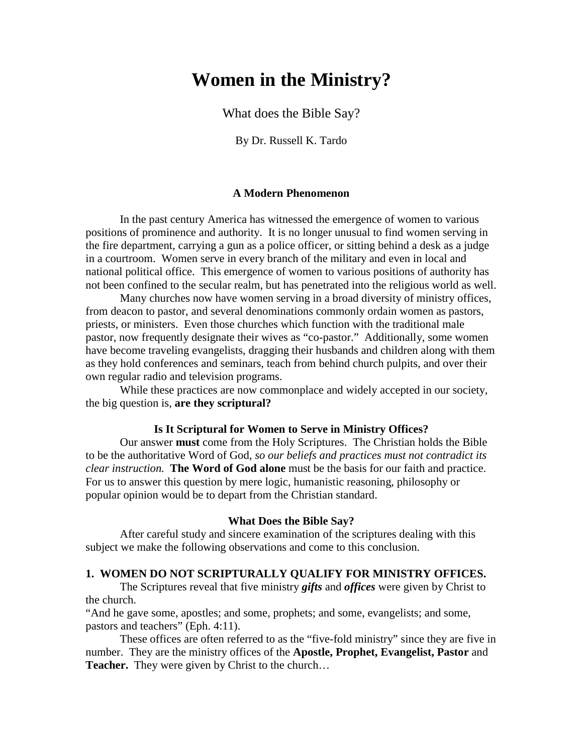# Women in the Ministry?

What does the Bible Say?

By Dr. Russell K. Tardo

### A Modern Phenomenon

In the past century America has witnessed the emergence of women to various positions of prominence and authority. It is no longer unusual to find women serving in the fire department, carrying a gun as a police officer, or sitting behind a desk as a judge in a courtroom. Women serve in every branch of the military and even in local and national political office. This emergence of women to various positions of authority has not been confined to the secular realm, but has penetrated into the religious world as well.

Many churches now have women serving in a broad diversity of ministry offices, from deacon to pastor, and several denominations commonly ordain women as pastors, priests, or ministers. Even those churches which function with the traditional male pastor, now frequently designate their wives as "co-pastor." Additionally, some women have become traveling evangelists, dragging their husbands and children along with them as they hold conferences and seminars, teach from behind church pulpits, and over their own regular radio and television programs.

While these practices are now commonplace and widely accepted in our society, the big question is, **are they scriptural?**

### Is It Scriptural for Women to Serve in Ministry Offices?

Our answer **must** come from the Holy Scriptures. The Christian holds the Bible to be the authoritative Word of God, *so our beliefs and practices must not contradict its clear instruction.* **The Word of God alone** must be the basis for our faith and practice. For us to answer this question by mere logic, humanistic reasoning, philosophy or popular opinion would be to depart from the Christian standard.

### What Does the Bible Say?

After careful study and sincere examination of the scriptures dealing with this subject we make the following observations and come to this conclusion.

**1. WOMEN DO NOT SCRIPTURALLY QUALIFY FOR MINISTRY OFFICES.**

The Scriptures reveal that five ministry ***gifts*** and ***offices*** were given by Christ to the church.

"And he gave some, apostles; and some, prophets; and some, evangelists; and some, pastors and teachers" (Eph. 4:11).

These offices are often referred to as the "five-fold ministry" since they are five in number. They are the ministry offices of the **Apostle, Prophet, Evangelist, Pastor** and **Teacher.** They were given by Christ to the church…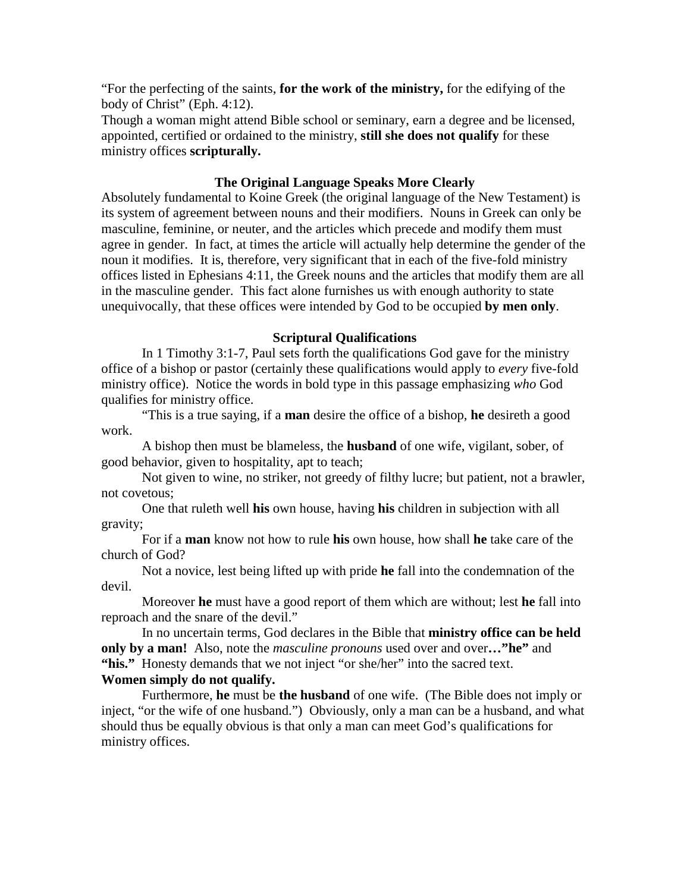"For the perfecting of the saints, **for the work of the ministry,** for the edifying of the body of Christ" (Eph. 4:12).

Though a woman might attend Bible school or seminary, earn a degree and be licensed, appointed, certified or ordained to the ministry, **still she does not qualify** for these ministry offices **scripturally.**

### The Original Language Speaks More Clearly

Absolutely fundamental to Koine Greek (the original language of the New Testament) is its system of agreement between nouns and their modifiers. Nouns in Greek can only be masculine, feminine, or neuter, and the articles which precede and modify them must agree in gender. In fact, at times the article will actually help determine the gender of the noun it modifies. It is, therefore, very significant that in each of the five-fold ministry offices listed in Ephesians 4:11, the Greek nouns and the articles that modify them are all in the masculine gender. This fact alone furnishes us with enough authority to state unequivocally, that these offices were intended by God to be occupied **by men only**.

### Scriptural Qualifications

In 1 Timothy 3:1-7, Paul sets forth the qualifications God gave for the ministry office of a bishop or pastor (certainly these qualifications would apply to *every* five-fold ministry office). Notice the words in bold type in this passage emphasizing *who* God qualifies for ministry office.

"This is a true saying, if a **man** desire the office of a bishop, **he** desireth a good work.

A bishop then must be blameless, the **husband** of one wife, vigilant, sober, of good behavior, given to hospitality, apt to teach;

Not given to wine, no striker, not greedy of filthy lucre; but patient, not a brawler, not covetous;

One that ruleth well **his** own house, having **his** children in subjection with all gravity;

For if a **man** know not how to rule **his** own house, how shall **he** take care of the church of God?

Not a novice, lest being lifted up with pride **he** fall into the condemnation of the devil.

Moreover **he** must have a good report of them which are without; lest **he** fall into reproach and the snare of the devil."

In no uncertain terms, God declares in the Bible that **ministry office can be held only by a man!** Also, note the *masculine pronouns* used over and over**…"he"** and **"his."** Honesty demands that we not inject "or she/her" into the sacred text.

**Women simply do not qualify.**

Furthermore, **he** must be **the husband** of one wife. (The Bible does not imply or inject, "or the wife of one husband.") Obviously, only a man can be a husband, and what should thus be equally obvious is that only a man can meet God's qualifications for ministry offices.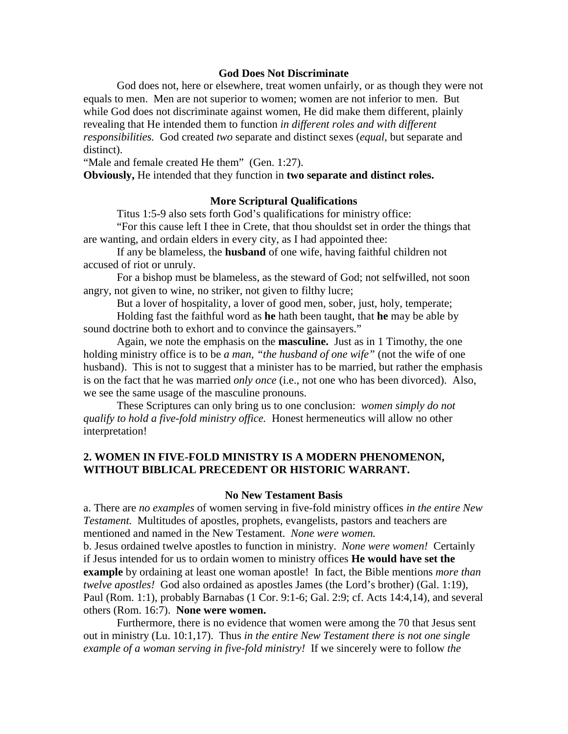### God Does Not Discriminate

God does not, here or elsewhere, treat women unfairly, or as though they were not equals to men. Men are not superior to women; women are not inferior to men. But while God does not discriminate against women, He did make them different, plainly revealing that He intended them to function *in different roles and with different responsibilities.* God created *two* separate and distinct sexes (*equal*, but separate and distinct).

"Male and female created He them" (Gen. 1:27).

**Obviously,** He intended that they function in **two separate and distinct roles.**

### More Scriptural Qualifications

Titus 1:5-9 also sets forth God's qualifications for ministry office:

"For this cause left I thee in Crete, that thou shouldst set in order the things that are wanting, and ordain elders in every city, as I had appointed thee:

If any be blameless, the **husband** of one wife, having faithful children not accused of riot or unruly.

For a bishop must be blameless, as the steward of God; not selfwilled, not soon angry, not given to wine, no striker, not given to filthy lucre;

But a lover of hospitality, a lover of good men, sober, just, holy, temperate;

Holding fast the faithful word as **he** hath been taught, that **he** may be able by sound doctrine both to exhort and to convince the gainsayers."

Again, we note the emphasis on the **masculine.** Just as in 1 Timothy, the one holding ministry office is to be *a man, "the husband of one wife"* (not the wife of one husband). This is not to suggest that a minister has to be married, but rather the emphasis is on the fact that he was married *only once* (i.e., not one who has been divorced). Also, we see the same usage of the masculine pronouns.

These Scriptures can only bring us to one conclusion: *women simply do not qualify to hold a five-fold ministry office.* Honest hermeneutics will allow no other interpretation!

## 2. WOMEN IN FIVE-FOLD MINISTRY IS A MODERN PHENOMENON, WITHOUT BIBLICAL PRECEDENT OR HISTORIC WARRANT.

### No New Testament Basis

a. There are *no examples* of women serving in five-fold ministry offices *in the entire New Testament.* Multitudes of apostles, prophets, evangelists, pastors and teachers are mentioned and named in the New Testament. *None were women.*

b. Jesus ordained twelve apostles to function in ministry. *None were women!* Certainly if Jesus intended for us to ordain women to ministry offices **He would have set the example** by ordaining at least one woman apostle! In fact, the Bible mentions *more than twelve apostles!* God also ordained as apostles James (the Lord's brother) (Gal. 1:19), Paul (Rom. 1:1), probably Barnabas (1 Cor. 9:1-6; Gal. 2:9; cf. Acts 14:4,14), and several others (Rom. 16:7). **None were women.**

Furthermore, there is no evidence that women were among the 70 that Jesus sent out in ministry (Lu. 10:1,17). Thus *in the entire New Testament there is not one single example of a woman serving in five-fold ministry!* If we sincerely were to follow *the*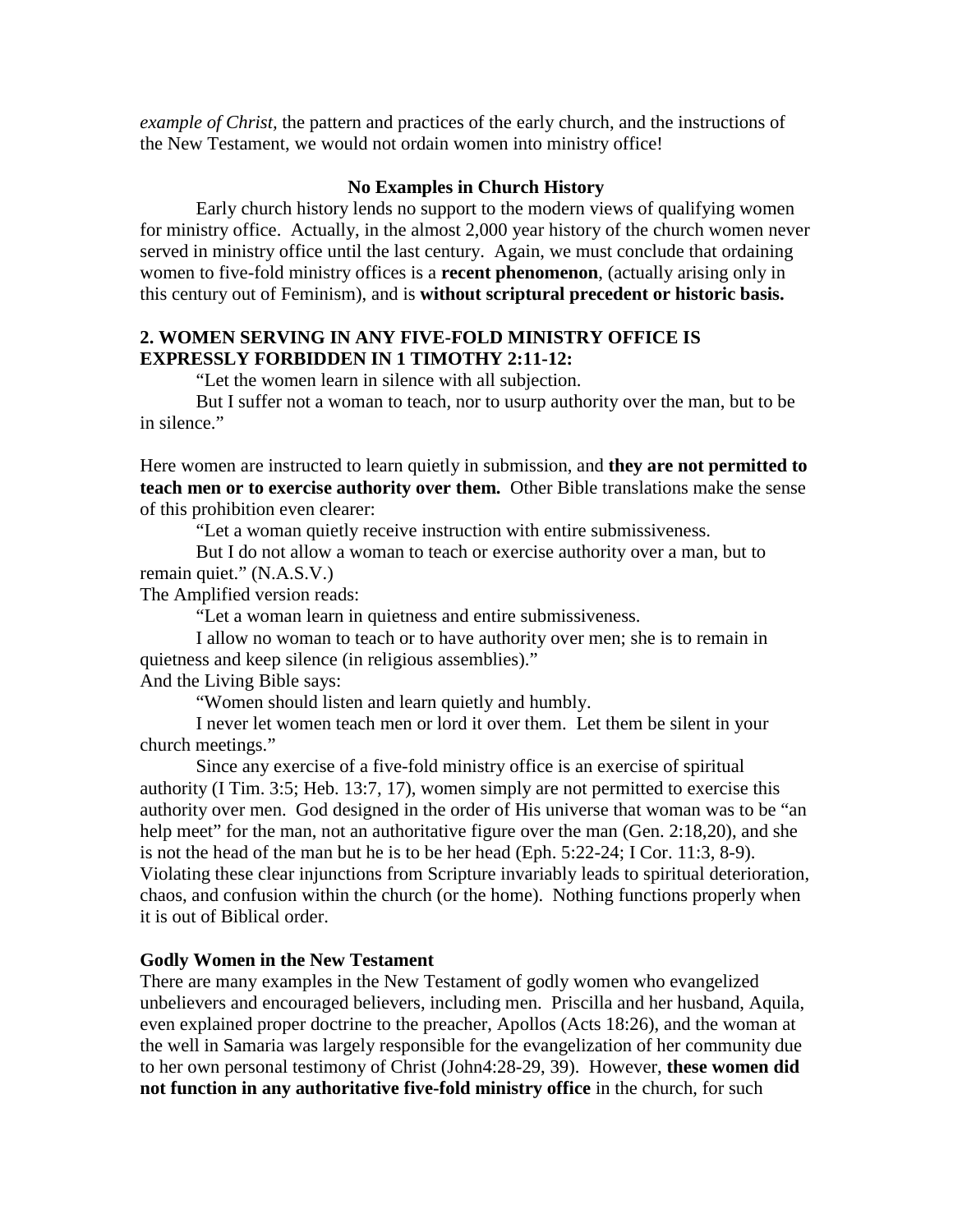*example of Christ*, the pattern and practices of the early church, and the instructions of the New Testament, we would not ordain women into ministry office!

**No Examples in Church History**

Early church history lends no support to the modern views of qualifying women for ministry office. Actually, in the almost 2,000 year history of the church women never served in ministry office until the last century. Again, we must conclude that ordaining women to five-fold ministry offices is a **recent phenomenon**, (actually arising only in this century out of Feminism), and is **without scriptural precedent or historic basis.**

**2. WOMEN SERVING IN ANY FIVE-FOLD MINISTRY OFFICE IS EXPRESSLY FORBIDDEN IN 1 TIMOTHY 2:11-12:**

"Let the women learn in silence with all subjection.

But I suffer not a woman to teach, nor to usurp authority over the man, but to be in silence."

Here women are instructed to learn quietly in submission, and **they are not permitted to teach men or to exercise authority over them.** Other Bible translations make the sense of this prohibition even clearer:

"Let a woman quietly receive instruction with entire submissiveness.

But I do not allow a woman to teach or exercise authority over a man, but to remain quiet." (N.A.S.V.)

The Amplified version reads:

"Let a woman learn in quietness and entire submissiveness.

I allow no woman to teach or to have authority over men; she is to remain in quietness and keep silence (in religious assemblies)."

And the Living Bible says:

"Women should listen and learn quietly and humbly.

I never let women teach men or lord it over them. Let them be silent in your church meetings."

Since any exercise of a five-fold ministry office is an exercise of spiritual authority (I Tim. 3:5; Heb. 13:7, 17), women simply are not permitted to exercise this authority over men. God designed in the order of His universe that woman was to be "an help meet" for the man, not an authoritative figure over the man (Gen. 2:18,20), and she is not the head of the man but he is to be her head (Eph. 5:22-24; I Cor. 11:3, 8-9). Violating these clear injunctions from Scripture invariably leads to spiritual deterioration, chaos, and confusion within the church (or the home). Nothing functions properly when it is out of Biblical order.

**Godly Women in the New Testament**

There are many examples in the New Testament of godly women who evangelized unbelievers and encouraged believers, including men. Priscilla and her husband, Aquila, even explained proper doctrine to the preacher, Apollos (Acts 18:26), and the woman at the well in Samaria was largely responsible for the evangelization of her community due to her own personal testimony of Christ (John4:28-29, 39). However, **these women did not function in any authoritative five-fold ministry office** in the church, for such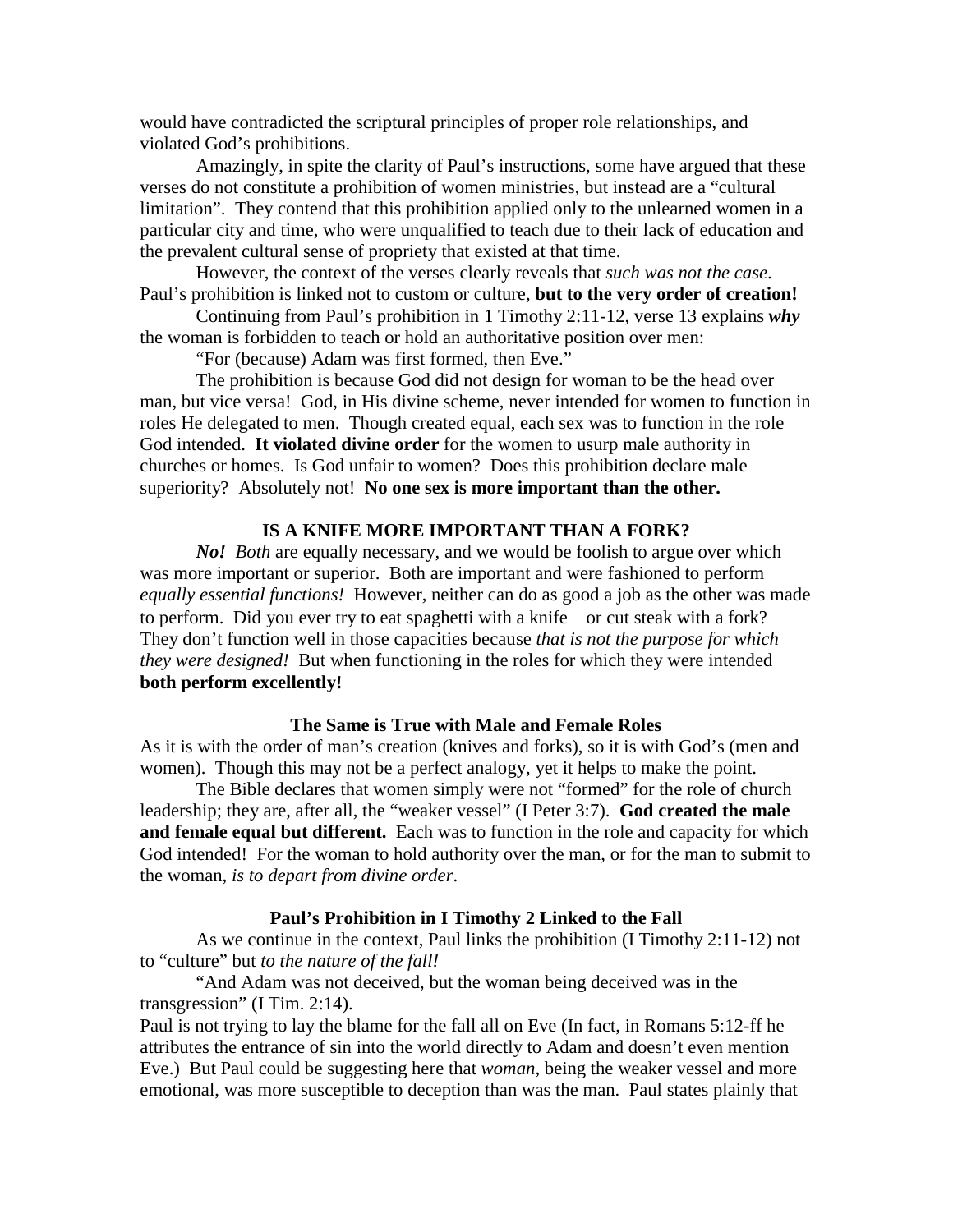would have contradicted the scriptural principles of proper role relationships, and violated God's prohibitions.

Amazingly, in spite the clarity of Paul's instructions, some have argued that these verses do not constitute a prohibition of women ministries, but instead are a "cultural limitation". They contend that this prohibition applied only to the unlearned women in a particular city and time, who were unqualified to teach due to their lack of education and the prevalent cultural sense of propriety that existed at that time.

However, the context of the verses clearly reveals that *such was not the case*. Paul's prohibition is linked not to custom or culture, **but to the very order of creation!**

Continuing from Paul's prohibition in 1 Timothy 2:11-12, verse 13 explains ***why*** the woman is forbidden to teach or hold an authoritative position over men:

"For (because) Adam was first formed, then Eve."

The prohibition is because God did not design for woman to be the head over man, but vice versa! God, in His divine scheme, never intended for women to function in roles He delegated to men. Though created equal, each sex was to function in the role God intended. **It violated divine order** for the women to usurp male authority in churches or homes. Is God unfair to women? Does this prohibition declare male superiority? Absolutely not! **No one sex is more important than the other.**

### IS A KNIFE MORE IMPORTANT THAN A FORK?

***No!*** *Both* are equally necessary, and we would be foolish to argue over which was more important or superior. Both are important and were fashioned to perform *equally essential functions!* However, neither can do as good a job as the other was made to perform. Did you ever try to eat spaghetti with a knife or cut steak with a fork? They don't function well in those capacities because *that is not the purpose for which they were designed!* But when functioning in the roles for which they were intended **both perform excellently!**

### The Same is True with Male and Female Roles

As it is with the order of man's creation (knives and forks), so it is with God's (men and women). Though this may not be a perfect analogy, yet it helps to make the point.

The Bible declares that women simply were not "formed" for the role of church leadership; they are, after all, the "weaker vessel" (I Peter 3:7). **God created the male and female equal but different.** Each was to function in the role and capacity for which God intended! For the woman to hold authority over the man, or for the man to submit to the woman, *is to depart from divine order*.

### Paul's Prohibition in I Timothy 2 Linked to the Fall

As we continue in the context, Paul links the prohibition (I Timothy 2:11-12) not to "culture" but *to the nature of the fall!*

"And Adam was not deceived, but the woman being deceived was in the transgression" (I Tim. 2:14).

Paul is not trying to lay the blame for the fall all on Eve (In fact, in Romans 5:12-ff he attributes the entrance of sin into the world directly to Adam and doesn't even mention Eve.) But Paul could be suggesting here that *woman*, being the weaker vessel and more emotional, was more susceptible to deception than was the man. Paul states plainly that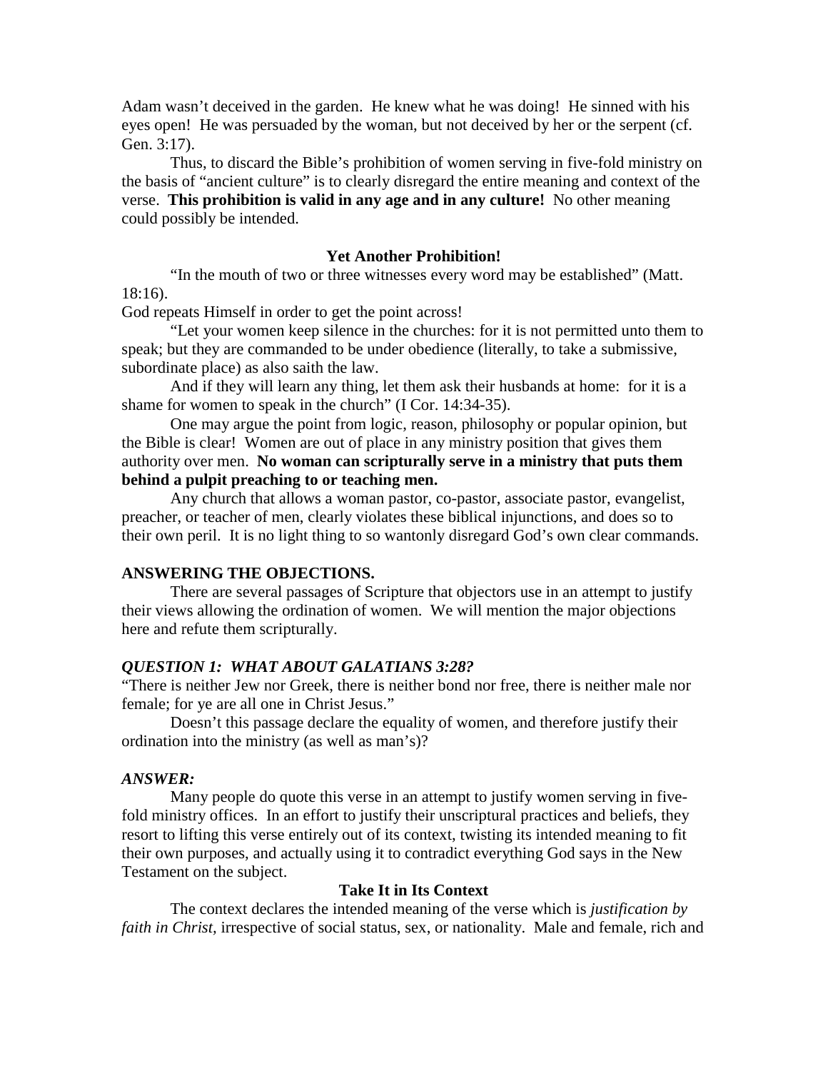Adam wasn't deceived in the garden. He knew what he was doing! He sinned with his eyes open! He was persuaded by the woman, but not deceived by her or the serpent (cf. Gen. 3:17).

Thus, to discard the Bible's prohibition of women serving in five-fold ministry on the basis of "ancient culture" is to clearly disregard the entire meaning and context of the verse. **This prohibition is valid in any age and in any culture!** No other meaning could possibly be intended.

### Yet Another Prohibition!

"In the mouth of two or three witnesses every word may be established" (Matt. 18:16).

God repeats Himself in order to get the point across!

"Let your women keep silence in the churches: for it is not permitted unto them to speak; but they are commanded to be under obedience (literally, to take a submissive, subordinate place) as also saith the law.

And if they will learn any thing, let them ask their husbands at home: for it is a shame for women to speak in the church" (I Cor. 14:34-35).

One may argue the point from logic, reason, philosophy or popular opinion, but the Bible is clear! Women are out of place in any ministry position that gives them authority over men. **No woman can scripturally serve in a ministry that puts them behind a pulpit preaching to or teaching men.**

Any church that allows a woman pastor, co-pastor, associate pastor, evangelist, preacher, or teacher of men, clearly violates these biblical injunctions, and does so to their own peril. It is no light thing to so wantonly disregard God's own clear commands.

## ANSWERING THE OBJECTIONS.

There are several passages of Scripture that objectors use in an attempt to justify their views allowing the ordination of women. We will mention the major objections here and refute them scripturally.

### *QUESTION 1: WHAT ABOUT GALATIANS 3:28?*

"There is neither Jew nor Greek, there is neither bond nor free, there is neither male nor female; for ye are all one in Christ Jesus."

Doesn't this passage declare the equality of women, and therefore justify their ordination into the ministry (as well as man's)?

### *ANSWER:*

Many people do quote this verse in an attempt to justify women serving in five-fold ministry offices. In an effort to justify their unscriptural practices and beliefs, they resort to lifting this verse entirely out of its context, twisting its intended meaning to fit their own purposes, and actually using it to contradict everything God says in the New Testament on the subject.

### Take It in Its Context

The context declares the intended meaning of the verse which is *justification by faith in Christ,* irrespective of social status, sex, or nationality. Male and female, rich and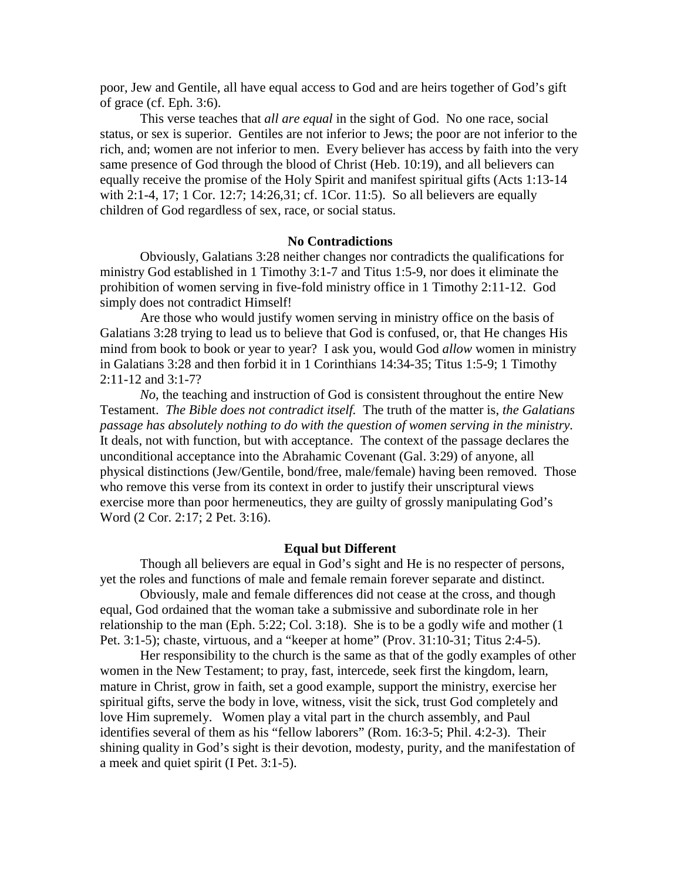poor, Jew and Gentile, all have equal access to God and are heirs together of God's gift of grace (cf. Eph. 3:6).

This verse teaches that *all are equal* in the sight of God. No one race, social status, or sex is superior. Gentiles are not inferior to Jews; the poor are not inferior to the rich, and; women are not inferior to men. Every believer has access by faith into the very same presence of God through the blood of Christ (Heb. 10:19), and all believers can equally receive the promise of the Holy Spirit and manifest spiritual gifts (Acts 1:13-14 with 2:1-4, 17; 1 Cor. 12:7; 14:26,31; cf. 1Cor. 11:5). So all believers are equally children of God regardless of sex, race, or social status.

**No Contradictions**

Obviously, Galatians 3:28 neither changes nor contradicts the qualifications for ministry God established in 1 Timothy 3:1-7 and Titus 1:5-9, nor does it eliminate the prohibition of women serving in five-fold ministry office in 1 Timothy 2:11-12. God simply does not contradict Himself!

Are those who would justify women serving in ministry office on the basis of Galatians 3:28 trying to lead us to believe that God is confused, or, that He changes His mind from book to book or year to year? I ask you, would God *allow* women in ministry in Galatians 3:28 and then forbid it in 1 Corinthians 14:34-35; Titus 1:5-9; 1 Timothy 2:11-12 and 3:1-7?

*No*, the teaching and instruction of God is consistent throughout the entire New Testament. *The Bible does not contradict itself.* The truth of the matter is, *the Galatians passage has absolutely nothing to do with the question of women serving in the ministry.* It deals, not with function, but with acceptance. The context of the passage declares the unconditional acceptance into the Abrahamic Covenant (Gal. 3:29) of anyone, all physical distinctions (Jew/Gentile, bond/free, male/female) having been removed. Those who remove this verse from its context in order to justify their unscriptural views exercise more than poor hermeneutics, they are guilty of grossly manipulating God's Word (2 Cor. 2:17; 2 Pet. 3:16).

**Equal but Different**

Though all believers are equal in God's sight and He is no respecter of persons, yet the roles and functions of male and female remain forever separate and distinct.

Obviously, male and female differences did not cease at the cross, and though equal, God ordained that the woman take a submissive and subordinate role in her relationship to the man (Eph. 5:22; Col. 3:18). She is to be a godly wife and mother (1 Pet. 3:1-5); chaste, virtuous, and a "keeper at home" (Prov. 31:10-31; Titus 2:4-5).

Her responsibility to the church is the same as that of the godly examples of other women in the New Testament; to pray, fast, intercede, seek first the kingdom, learn, mature in Christ, grow in faith, set a good example, support the ministry, exercise her spiritual gifts, serve the body in love, witness, visit the sick, trust God completely and love Him supremely. Women play a vital part in the church assembly, and Paul identifies several of them as his "fellow laborers" (Rom. 16:3-5; Phil. 4:2-3). Their shining quality in God's sight is their devotion, modesty, purity, and the manifestation of a meek and quiet spirit (I Pet. 3:1-5).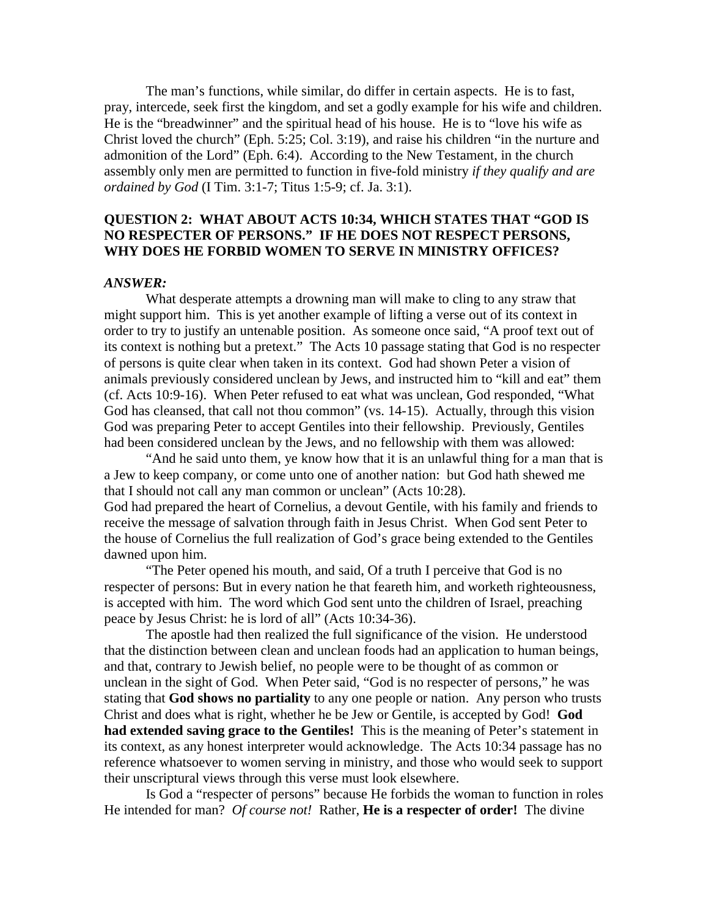The man's functions, while similar, do differ in certain aspects. He is to fast, pray, intercede, seek first the kingdom, and set a godly example for his wife and children. He is the "breadwinner" and the spiritual head of his house. He is to "love his wife as Christ loved the church" (Eph. 5:25; Col. 3:19), and raise his children "in the nurture and admonition of the Lord" (Eph. 6:4). According to the New Testament, in the church assembly only men are permitted to function in five-fold ministry *if they qualify and are ordained by God* (I Tim. 3:1-7; Titus 1:5-9; cf. Ja. 3:1).

### QUESTION 2: WHAT ABOUT ACTS 10:34, WHICH STATES THAT "GOD IS NO RESPECTER OF PERSONS." IF HE DOES NOT RESPECT PERSONS, WHY DOES HE FORBID WOMEN TO SERVE IN MINISTRY OFFICES?

***ANSWER:***

What desperate attempts a drowning man will make to cling to any straw that might support him. This is yet another example of lifting a verse out of its context in order to try to justify an untenable position. As someone once said, "A proof text out of its context is nothing but a pretext." The Acts 10 passage stating that God is no respecter of persons is quite clear when taken in its context. God had shown Peter a vision of animals previously considered unclean by Jews, and instructed him to "kill and eat" them (cf. Acts 10:9-16). When Peter refused to eat what was unclean, God responded, "What God has cleansed, that call not thou common" (vs. 14-15). Actually, through this vision God was preparing Peter to accept Gentiles into their fellowship. Previously, Gentiles had been considered unclean by the Jews, and no fellowship with them was allowed:

"And he said unto them, ye know how that it is an unlawful thing for a man that is a Jew to keep company, or come unto one of another nation: but God hath shewed me that I should not call any man common or unclean" (Acts 10:28).

God had prepared the heart of Cornelius, a devout Gentile, with his family and friends to receive the message of salvation through faith in Jesus Christ. When God sent Peter to the house of Cornelius the full realization of God's grace being extended to the Gentiles dawned upon him.

"The Peter opened his mouth, and said, Of a truth I perceive that God is no respecter of persons: But in every nation he that feareth him, and worketh righteousness, is accepted with him. The word which God sent unto the children of Israel, preaching peace by Jesus Christ: he is lord of all" (Acts 10:34-36).

The apostle had then realized the full significance of the vision. He understood that the distinction between clean and unclean foods had an application to human beings, and that, contrary to Jewish belief, no people were to be thought of as common or unclean in the sight of God. When Peter said, "God is no respecter of persons," he was stating that **God shows no partiality** to any one people or nation. Any person who trusts Christ and does what is right, whether he be Jew or Gentile, is accepted by God! **God had extended saving grace to the Gentiles!** This is the meaning of Peter's statement in its context, as any honest interpreter would acknowledge. The Acts 10:34 passage has no reference whatsoever to women serving in ministry, and those who would seek to support their unscriptural views through this verse must look elsewhere.

Is God a "respecter of persons" because He forbids the woman to function in roles He intended for man? *Of course not!* Rather, **He is a respecter of order!** The divine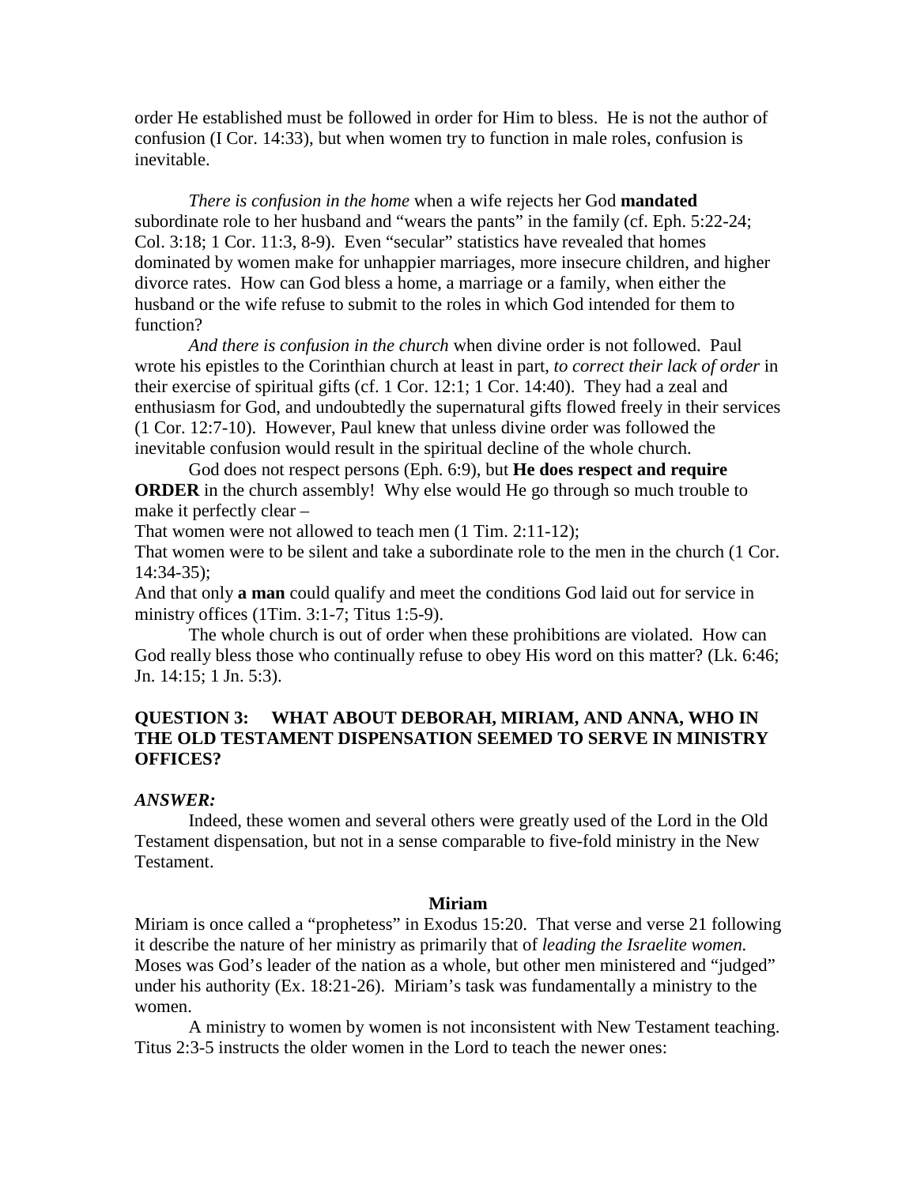order He established must be followed in order for Him to bless. He is not the author of confusion (I Cor. 14:33), but when women try to function in male roles, confusion is inevitable.

*There is confusion in the home* when a wife rejects her God **mandated** subordinate role to her husband and "wears the pants" in the family (cf. Eph. 5:22-24; Col. 3:18; 1 Cor. 11:3, 8-9). Even "secular" statistics have revealed that homes dominated by women make for unhappier marriages, more insecure children, and higher divorce rates. How can God bless a home, a marriage or a family, when either the husband or the wife refuse to submit to the roles in which God intended for them to function?

*And there is confusion in the church* when divine order is not followed. Paul wrote his epistles to the Corinthian church at least in part, *to correct their lack of order* in their exercise of spiritual gifts (cf. 1 Cor. 12:1; 1 Cor. 14:40). They had a zeal and enthusiasm for God, and undoubtedly the supernatural gifts flowed freely in their services (1 Cor. 12:7-10). However, Paul knew that unless divine order was followed the inevitable confusion would result in the spiritual decline of the whole church.

God does not respect persons (Eph. 6:9), but **He does respect and require ORDER** in the church assembly! Why else would He go through so much trouble to make it perfectly clear –

That women were not allowed to teach men (1 Tim. 2:11-12);

That women were to be silent and take a subordinate role to the men in the church (1 Cor. 14:34-35);

And that only **a man** could qualify and meet the conditions God laid out for service in ministry offices (1Tim. 3:1-7; Titus 1:5-9).

The whole church is out of order when these prohibitions are violated. How can God really bless those who continually refuse to obey His word on this matter? (Lk. 6:46; Jn. 14:15; 1 Jn. 5:3).

### QUESTION 3: WHAT ABOUT DEBORAH, MIRIAM, AND ANNA, WHO IN THE OLD TESTAMENT DISPENSATION SEEMED TO SERVE IN MINISTRY OFFICES?

***ANSWER:***

Indeed, these women and several others were greatly used of the Lord in the Old Testament dispensation, but not in a sense comparable to five-fold ministry in the New Testament.

#### Miriam

Miriam is once called a "prophetess" in Exodus 15:20. That verse and verse 21 following it describe the nature of her ministry as primarily that of *leading the Israelite women.* Moses was God's leader of the nation as a whole, but other men ministered and "judged" under his authority (Ex. 18:21-26). Miriam's task was fundamentally a ministry to the women.

A ministry to women by women is not inconsistent with New Testament teaching. Titus 2:3-5 instructs the older women in the Lord to teach the newer ones: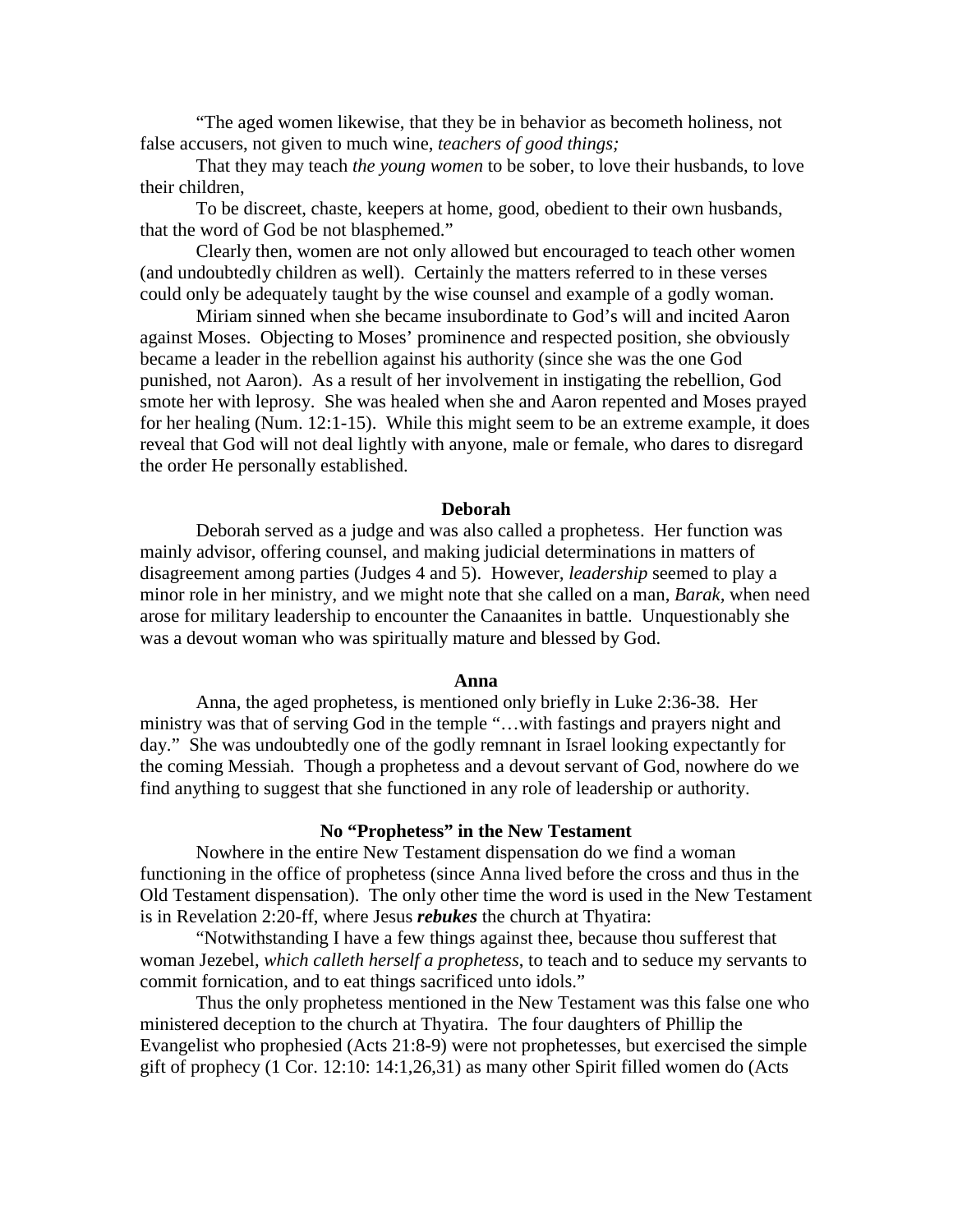"The aged women likewise, that they be in behavior as becometh holiness, not false accusers, not given to much wine, *teachers of good things;*

That they may teach *the young women* to be sober, to love their husbands, to love their children,

To be discreet, chaste, keepers at home, good, obedient to their own husbands, that the word of God be not blasphemed."

Clearly then, women are not only allowed but encouraged to teach other women (and undoubtedly children as well). Certainly the matters referred to in these verses could only be adequately taught by the wise counsel and example of a godly woman.

Miriam sinned when she became insubordinate to God's will and incited Aaron against Moses. Objecting to Moses' prominence and respected position, she obviously became a leader in the rebellion against his authority (since she was the one God punished, not Aaron). As a result of her involvement in instigating the rebellion, God smote her with leprosy. She was healed when she and Aaron repented and Moses prayed for her healing (Num. 12:1-15). While this might seem to be an extreme example, it does reveal that God will not deal lightly with anyone, male or female, who dares to disregard the order He personally established.

### Deborah

Deborah served as a judge and was also called a prophetess. Her function was mainly advisor, offering counsel, and making judicial determinations in matters of disagreement among parties (Judges 4 and 5). However, *leadership* seemed to play a minor role in her ministry, and we might note that she called on a man, *Barak,* when need arose for military leadership to encounter the Canaanites in battle. Unquestionably she was a devout woman who was spiritually mature and blessed by God.

### Anna

Anna, the aged prophetess, is mentioned only briefly in Luke 2:36-38. Her ministry was that of serving God in the temple "…with fastings and prayers night and day." She was undoubtedly one of the godly remnant in Israel looking expectantly for the coming Messiah. Though a prophetess and a devout servant of God, nowhere do we find anything to suggest that she functioned in any role of leadership or authority.

### No "Prophetess" in the New Testament

Nowhere in the entire New Testament dispensation do we find a woman functioning in the office of prophetess (since Anna lived before the cross and thus in the Old Testament dispensation). The only other time the word is used in the New Testament is in Revelation 2:20-ff, where Jesus ***rebukes*** the church at Thyatira:

"Notwithstanding I have a few things against thee, because thou sufferest that woman Jezebel, *which calleth herself a prophetess*, to teach and to seduce my servants to commit fornication, and to eat things sacrificed unto idols."

Thus the only prophetess mentioned in the New Testament was this false one who ministered deception to the church at Thyatira. The four daughters of Phillip the Evangelist who prophesied (Acts 21:8-9) were not prophetesses, but exercised the simple gift of prophecy (1 Cor. 12:10: 14:1,26,31) as many other Spirit filled women do (Acts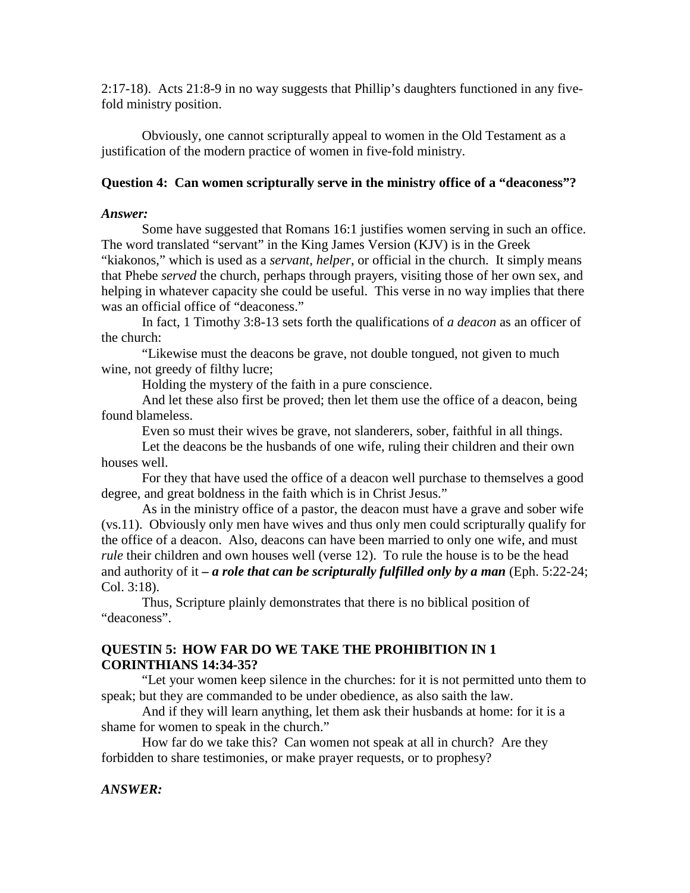2:17-18). Acts 21:8-9 in no way suggests that Phillip's daughters functioned in any five-fold ministry position.

Obviously, one cannot scripturally appeal to women in the Old Testament as a justification of the modern practice of women in five-fold ministry.

**Question 4: Can women scripturally serve in the ministry office of a "deaconess"?**

***Answer:***

Some have suggested that Romans 16:1 justifies women serving in such an office. The word translated "servant" in the King James Version (KJV) is in the Greek "kiakonos," which is used as a *servant, helper*, or official in the church. It simply means that Phebe *served* the church, perhaps through prayers, visiting those of her own sex, and helping in whatever capacity she could be useful. This verse in no way implies that there was an official office of "deaconess."

In fact, 1 Timothy 3:8-13 sets forth the qualifications of *a deacon* as an officer of the church:

"Likewise must the deacons be grave, not double tongued, not given to much wine, not greedy of filthy lucre;

Holding the mystery of the faith in a pure conscience.

And let these also first be proved; then let them use the office of a deacon, being found blameless.

Even so must their wives be grave, not slanderers, sober, faithful in all things.

Let the deacons be the husbands of one wife, ruling their children and their own houses well.

For they that have used the office of a deacon well purchase to themselves a good degree, and great boldness in the faith which is in Christ Jesus."

As in the ministry office of a pastor, the deacon must have a grave and sober wife (vs.11). Obviously only men have wives and thus only men could scripturally qualify for the office of a deacon. Also, deacons can have been married to only one wife, and must *rule* their children and own houses well (verse 12). To rule the house is to be the head and authority of it ***– a role that can be scripturally fulfilled only by a man*** (Eph. 5:22-24; Col. 3:18).

Thus, Scripture plainly demonstrates that there is no biblical position of "deaconess".

**QUESTIN 5: HOW FAR DO WE TAKE THE PROHIBITION IN 1 CORINTHIANS 14:34-35?**

"Let your women keep silence in the churches: for it is not permitted unto them to speak; but they are commanded to be under obedience, as also saith the law.

And if they will learn anything, let them ask their husbands at home: for it is a shame for women to speak in the church."

How far do we take this? Can women not speak at all in church? Are they forbidden to share testimonies, or make prayer requests, or to prophesy?

***ANSWER:***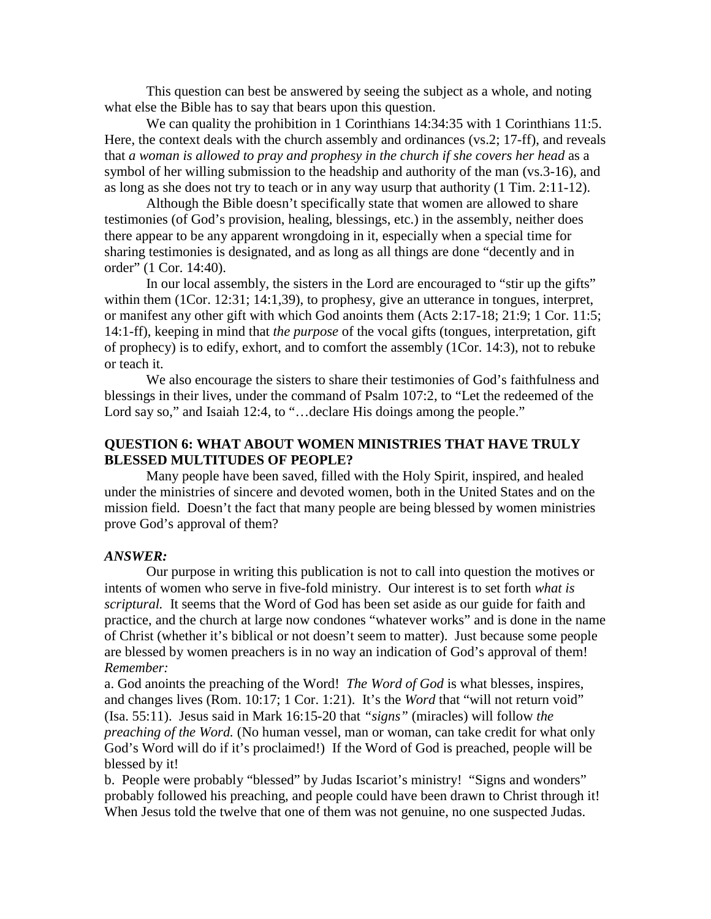This question can best be answered by seeing the subject as a whole, and noting what else the Bible has to say that bears upon this question.

We can quality the prohibition in 1 Corinthians 14:34:35 with 1 Corinthians 11:5. Here, the context deals with the church assembly and ordinances (vs.2; 17-ff), and reveals that *a woman is allowed to pray and prophesy in the church if she covers her head* as a symbol of her willing submission to the headship and authority of the man (vs.3-16), and as long as she does not try to teach or in any way usurp that authority (1 Tim. 2:11-12).

Although the Bible doesn't specifically state that women are allowed to share testimonies (of God's provision, healing, blessings, etc.) in the assembly, neither does there appear to be any apparent wrongdoing in it, especially when a special time for sharing testimonies is designated, and as long as all things are done "decently and in order" (1 Cor. 14:40).

In our local assembly, the sisters in the Lord are encouraged to "stir up the gifts" within them (1Cor. 12:31; 14:1,39), to prophesy, give an utterance in tongues, interpret, or manifest any other gift with which God anoints them (Acts 2:17-18; 21:9; 1 Cor. 11:5; 14:1-ff), keeping in mind that *the purpose* of the vocal gifts (tongues, interpretation, gift of prophecy) is to edify, exhort, and to comfort the assembly (1Cor. 14:3), not to rebuke or teach it.

We also encourage the sisters to share their testimonies of God's faithfulness and blessings in their lives, under the command of Psalm 107:2, to "Let the redeemed of the Lord say so," and Isaiah 12:4, to "…declare His doings among the people."

**QUESTION 6: WHAT ABOUT WOMEN MINISTRIES THAT HAVE TRULY BLESSED MULTITUDES OF PEOPLE?**

Many people have been saved, filled with the Holy Spirit, inspired, and healed under the ministries of sincere and devoted women, both in the United States and on the mission field. Doesn't the fact that many people are being blessed by women ministries prove God's approval of them?

***ANSWER:***

Our purpose in writing this publication is not to call into question the motives or intents of women who serve in five-fold ministry. Our interest is to set forth *what is scriptural.* It seems that the Word of God has been set aside as our guide for faith and practice, and the church at large now condones "whatever works" and is done in the name of Christ (whether it's biblical or not doesn't seem to matter). Just because some people are blessed by women preachers is in no way an indication of God's approval of them! *Remember:*

a. God anoints the preaching of the Word! *The Word of God* is what blesses, inspires, and changes lives (Rom. 10:17; 1 Cor. 1:21). It's the *Word* that "will not return void" (Isa. 55:11). Jesus said in Mark 16:15-20 that *"signs"* (miracles) will follow *the preaching of the Word.* (No human vessel, man or woman, can take credit for what only God's Word will do if it's proclaimed!) If the Word of God is preached, people will be blessed by it!

b. People were probably "blessed" by Judas Iscariot's ministry! "Signs and wonders" probably followed his preaching, and people could have been drawn to Christ through it! When Jesus told the twelve that one of them was not genuine, no one suspected Judas.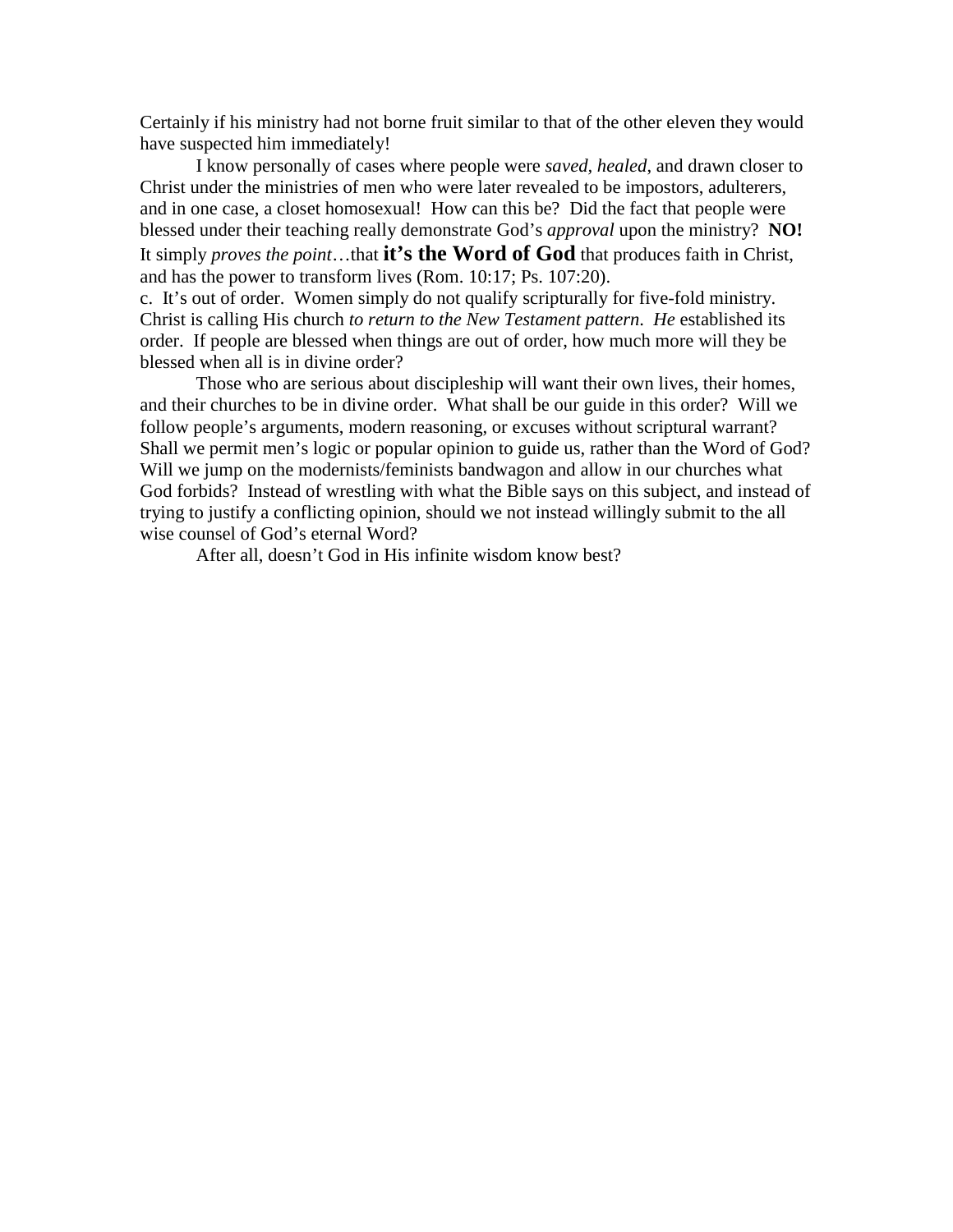Certainly if his ministry had not borne fruit similar to that of the other eleven they would have suspected him immediately!

I know personally of cases where people were *saved*, *healed*, and drawn closer to Christ under the ministries of men who were later revealed to be impostors, adulterers, and in one case, a closet homosexual! How can this be? Did the fact that people were blessed under their teaching really demonstrate God's *approval* upon the ministry? **NO!** It simply *proves the point*…that **it's the Word of God** that produces faith in Christ, and has the power to transform lives (Rom. 10:17; Ps. 107:20).

c. It's out of order. Women simply do not qualify scripturally for five-fold ministry. Christ is calling His church *to return to the New Testament pattern*. *He* established its order. If people are blessed when things are out of order, how much more will they be blessed when all is in divine order?

Those who are serious about discipleship will want their own lives, their homes, and their churches to be in divine order. What shall be our guide in this order? Will we follow people's arguments, modern reasoning, or excuses without scriptural warrant? Shall we permit men's logic or popular opinion to guide us, rather than the Word of God? Will we jump on the modernists/feminists bandwagon and allow in our churches what God forbids? Instead of wrestling with what the Bible says on this subject, and instead of trying to justify a conflicting opinion, should we not instead willingly submit to the all wise counsel of God's eternal Word?

After all, doesn't God in His infinite wisdom know best?